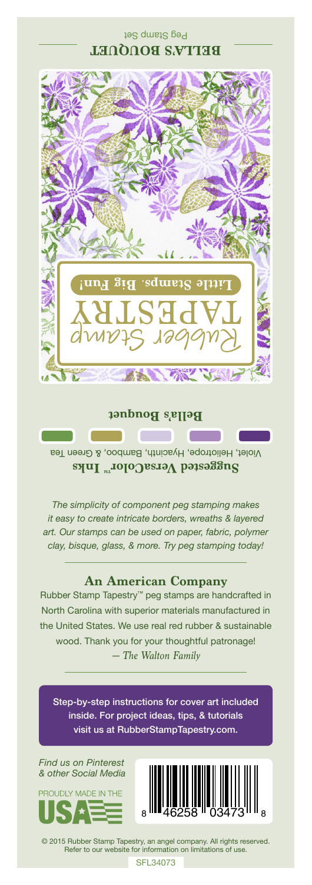Peg Stamp Set

**BELLA'S BOUQUET**

Rubber Stamp

TAPESTRY

**Little Stamps. Big Fun!**

**Bella's Bouquet**

**Suggested VersaColor™ Inks**

Violet, Heliotrope, Hyacinth, Bamboo, & Green Tea

*The simplicity of component peg stamping makes it easy to create intricate borders, wreaths & layered art. Our stamps can be used on paper, fabric, polymer clay, bisque, glass, & more. Try peg stamping today!*

## An American Company

Rubber Stamp Tapestry™ peg stamps are handcrafted in North Carolina with superior materials manufactured in the United States. We use real red rubber & sustainable wood. Thank you for your thoughtful patronage!
*— The Walton Family*

Step-by-step instructions for cover art included inside. For project ideas, tips, & tutorials visit us at RubberStampTapestry.com.

*Find us on Pinterest & other Social Media*

PROUDLY MADE IN THE USA

8 46258 03473 8

© 2015 Rubber Stamp Tapestry, an angel company. All rights reserved. Refer to our website for information on limitations of use.

SFL34073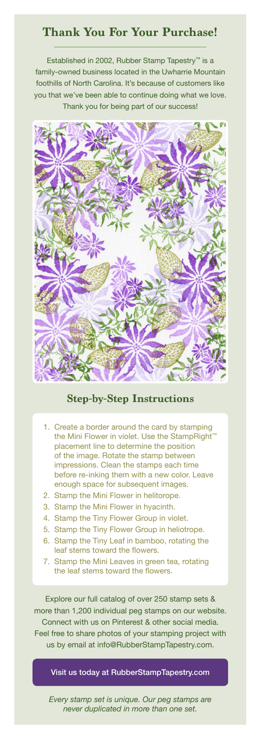## Thank You For Your Purchase!

Established in 2002, Rubber Stamp Tapestry™ is a family-owned business located in the Uwharrie Mountain foothills of North Carolina. It's because of customers like you that we've been able to continue doing what we love. Thank you for being part of our success!

### Step-by-Step Instructions

1. Create a border around the card by stamping the Mini Flower in violet. Use the StampRight™ placement line to determine the position of the image. Rotate the stamp between impressions. Clean the stamps each time before re-inking them with a new color. Leave enough space for subsequent images.
2. Stamp the Mini Flower in helitorope.
3. Stamp the Mini Flower in hyacinth.
4. Stamp the Tiny Flower Group in violet.
5. Stamp the Tiny Flower Group in heliotrope.
6. Stamp the Tiny Leaf in bamboo, rotating the leaf stems toward the flowers.
7. Stamp the Mini Leaves in green tea, rotating the leaf stems toward the flowers.

Explore our full catalog of over 250 stamp sets & more than 1,200 individual peg stamps on our website. Connect with us on Pinterest & other social media. Feel free to share photos of your stamping project with us by email at info@RubberStampTapestry.com.

Visit us today at RubberStampTapestry.com

*Every stamp set is unique. Our peg stamps are never duplicated in more than one set.*